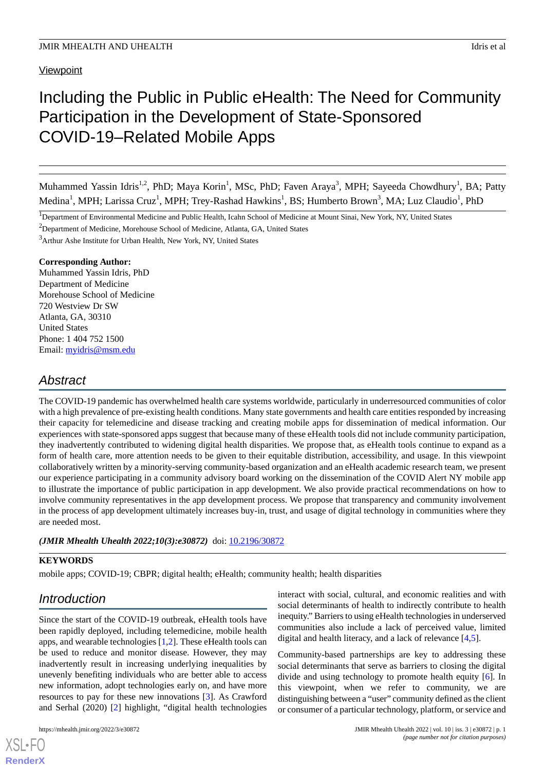Viewpoint

# Including the Public in Public eHealth: The Need for Community Participation in the Development of State-Sponsored COVID-19–Related Mobile Apps

Muhammed Yassin Idris[1,2], PhD; Maya Korin[1], MSc, PhD; Faven Araya[3], MPH; Sayeeda Chowdhury[1], BA; Patty Medina[1], MPH; Larissa Cruz[1], MPH; Trey-Rashad Hawkins[1], BS; Humberto Brown[3], MA; Luz Claudio[1], PhD

[1]Department of Environmental Medicine and Public Health, Icahn School of Medicine at Mount Sinai, New York, NY, United States

[2]Department of Medicine, Morehouse School of Medicine, Atlanta, GA, United States

[3]Arthur Ashe Institute for Urban Health, New York, NY, United States

**Corresponding Author:**
Muhammed Yassin Idris, PhD
Department of Medicine
Morehouse School of Medicine
720 Westview Dr SW
Atlanta, GA, 30310
United States
Phone: 1 404 752 1500
Email: myidris@msm.edu

## Abstract

The COVID-19 pandemic has overwhelmed health care systems worldwide, particularly in underresourced communities of color with a high prevalence of pre-existing health conditions. Many state governments and health care entities responded by increasing their capacity for telemedicine and disease tracking and creating mobile apps for dissemination of medical information. Our experiences with state-sponsored apps suggest that because many of these eHealth tools did not include community participation, they inadvertently contributed to widening digital health disparities. We propose that, as eHealth tools continue to expand as a form of health care, more attention needs to be given to their equitable distribution, accessibility, and usage. In this viewpoint collaboratively written by a minority-serving community-based organization and an eHealth academic research team, we present our experience participating in a community advisory board working on the dissemination of the COVID Alert NY mobile app to illustrate the importance of public participation in app development. We also provide practical recommendations on how to involve community representatives in the app development process. We propose that transparency and community involvement in the process of app development ultimately increases buy-in, trust, and usage of digital technology in communities where they are needed most.

***(JMIR Mhealth Uhealth 2022;10(3):e30872)*** doi: 10.2196/30872

**KEYWORDS**

mobile apps; COVID-19; CBPR; digital health; eHealth; community health; health disparities

## Introduction

Since the start of the COVID-19 outbreak, eHealth tools have been rapidly deployed, including telemedicine, mobile health apps, and wearable technologies [1,2]. These eHealth tools can be used to reduce and monitor disease. However, they may inadvertently result in increasing underlying inequalities by unevenly benefiting individuals who are better able to access new information, adopt technologies early on, and have more resources to pay for these new innovations [3]. As Crawford and Serhal (2020) [2] highlight, "digital health technologies interact with social, cultural, and economic realities and with social determinants of health to indirectly contribute to health inequity." Barriers to using eHealth technologies in underserved communities also include a lack of perceived value, limited digital and health literacy, and a lack of relevance [4,5].

Community-based partnerships are key to addressing these social determinants that serve as barriers to closing the digital divide and using technology to promote health equity [6]. In this viewpoint, when we refer to community, we are distinguishing between a "user" community defined as the client or consumer of a particular technology, platform, or service and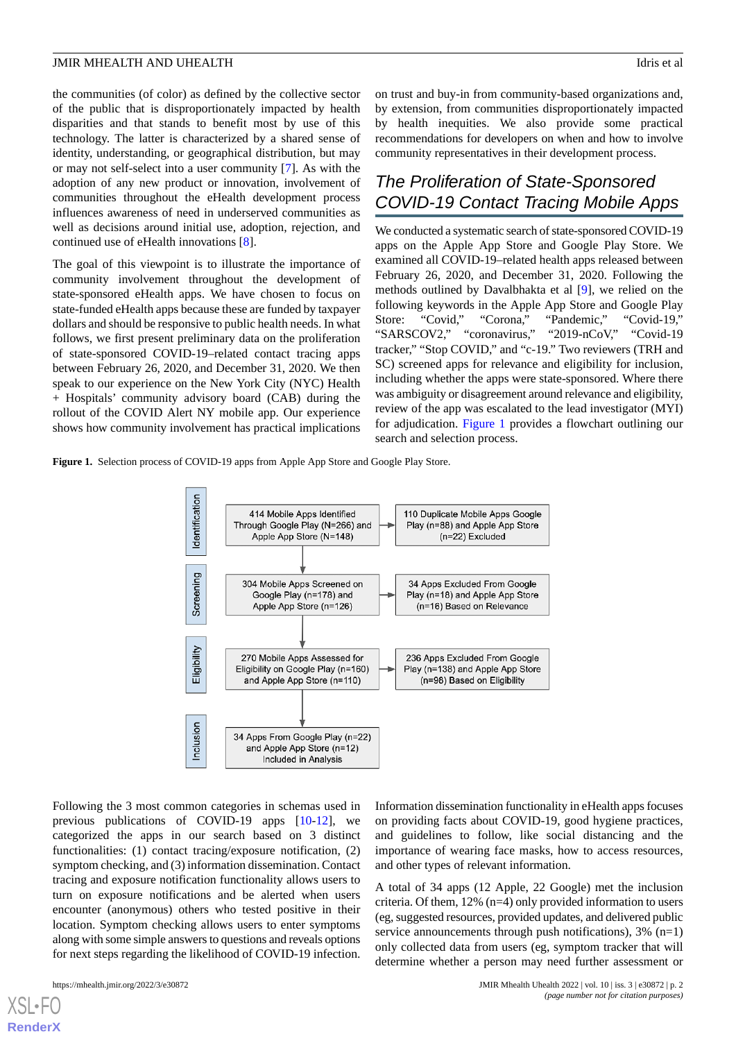the communities (of color) as defined by the collective sector of the public that is disproportionately impacted by health disparities and that stands to benefit most by use of this technology. The latter is characterized by a shared sense of identity, understanding, or geographical distribution, but may or may not self-select into a user community [7]. As with the adoption of any new product or innovation, involvement of communities throughout the eHealth development process influences awareness of need in underserved communities as well as decisions around initial use, adoption, rejection, and continued use of eHealth innovations [8].

The goal of this viewpoint is to illustrate the importance of community involvement throughout the development of state-sponsored eHealth apps. We have chosen to focus on state-funded eHealth apps because these are funded by taxpayer dollars and should be responsive to public health needs. In what follows, we first present preliminary data on the proliferation of state-sponsored COVID-19–related contact tracing apps between February 26, 2020, and December 31, 2020. We then speak to our experience on the New York City (NYC) Health + Hospitals' community advisory board (CAB) during the rollout of the COVID Alert NY mobile app. Our experience shows how community involvement has practical implications on trust and buy-in from community-based organizations and, by extension, from communities disproportionately impacted by health inequities. We also provide some practical recommendations for developers on when and how to involve community representatives in their development process.

## The Proliferation of State-Sponsored COVID-19 Contact Tracing Mobile Apps

We conducted a systematic search of state-sponsored COVID-19 apps on the Apple App Store and Google Play Store. We examined all COVID-19–related health apps released between February 26, 2020, and December 31, 2020. Following the methods outlined by Davalbhakta et al [9], we relied on the following keywords in the Apple App Store and Google Play Store: "Covid," "Corona," "Pandemic," "Covid-19," "SARSCOV2," "coronavirus," "2019-nCoV," "Covid-19 tracker," "Stop COVID," and "c-19." Two reviewers (TRH and SC) screened apps for relevance and eligibility for inclusion, including whether the apps were state-sponsored. Where there was ambiguity or disagreement around relevance and eligibility, review of the app was escalated to the lead investigator (MYI) for adjudication. Figure 1 provides a flowchart outlining our search and selection process.

**Figure 1.** Selection process of COVID-19 apps from Apple App Store and Google Play Store.

- Identification: 414 Mobile Apps Identified Through Google Play (N=266) and Apple App Store (N=148) → 110 Duplicate Mobile Apps Google Play (n=88) and Apple App Store (n=22) Excluded
- Screening: 304 Mobile Apps Screened on Google Play (n=178) and Apple App Store (n=126) → 34 Apps Excluded From Google Play (n=18) and Apple App Store (n=16) Based on Relevance
- Eligibility: 270 Mobile Apps Assessed for Eligibility on Google Play (n=160) and Apple App Store (n=110) → 236 Apps Excluded From Google Play (n=138) and Apple App Store (n=98) Based on Eligibility
- Inclusion: 34 Apps From Google Play (n=22) and Apple App Store (n=12) Included in Analysis

Following the 3 most common categories in schemas used in previous publications of COVID-19 apps [10-12], we categorized the apps in our search based on 3 distinct functionalities: (1) contact tracing/exposure notification, (2) symptom checking, and (3) information dissemination. Contact tracing and exposure notification functionality allows users to turn on exposure notifications and be alerted when users encounter (anonymous) others who tested positive in their location. Symptom checking allows users to enter symptoms along with some simple answers to questions and reveals options for next steps regarding the likelihood of COVID-19 infection. Information dissemination functionality in eHealth apps focuses on providing facts about COVID-19, good hygiene practices, and guidelines to follow, like social distancing and the importance of wearing face masks, how to access resources, and other types of relevant information.

A total of 34 apps (12 Apple, 22 Google) met the inclusion criteria. Of them, 12% (n=4) only provided information to users (eg, suggested resources, provided updates, and delivered public service announcements through push notifications), 3% (n=1) only collected data from users (eg, symptom tracker that will determine whether a person may need further assessment or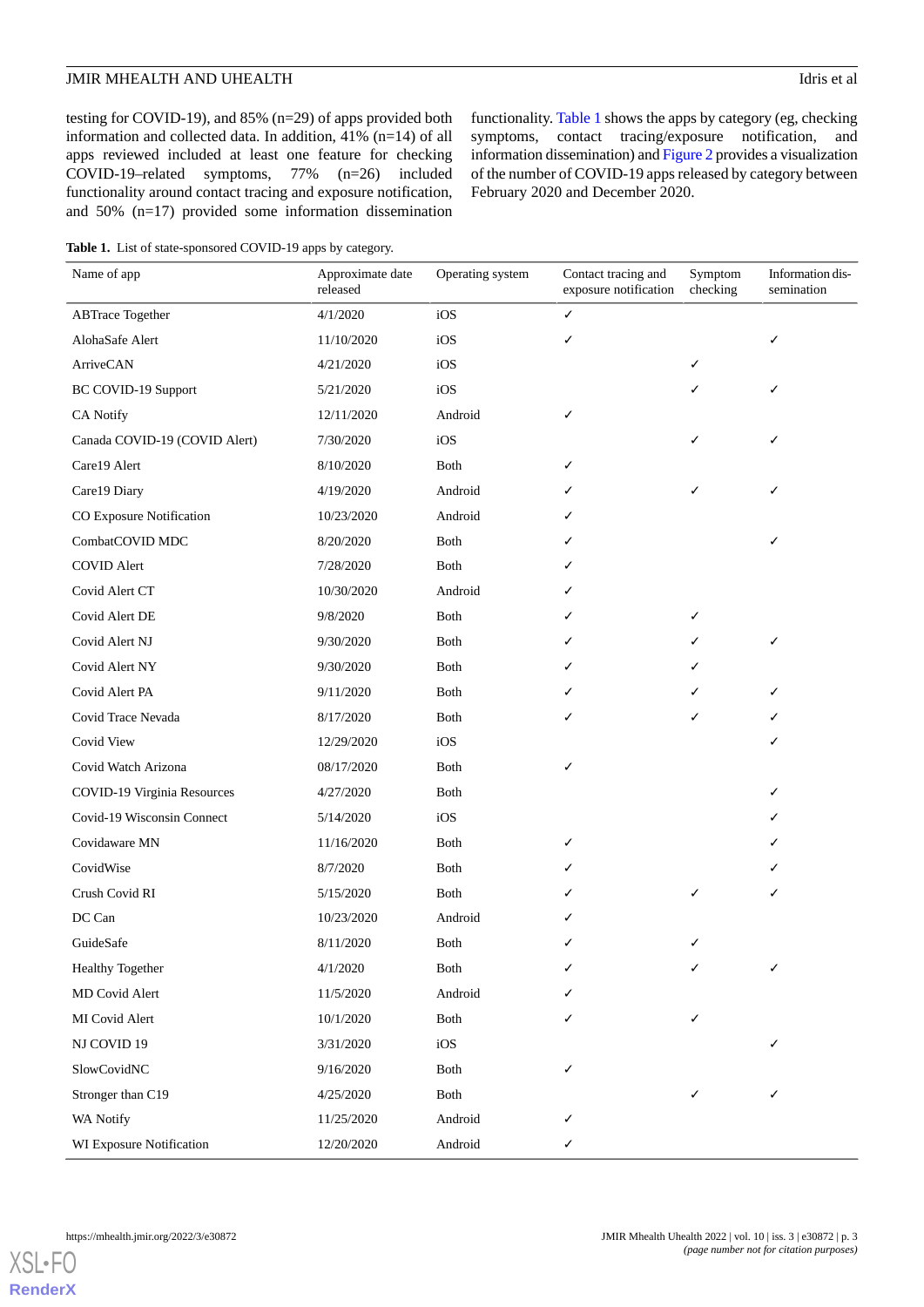testing for COVID-19), and 85% (n=29) of apps provided both information and collected data. In addition, 41% (n=14) of all apps reviewed included at least one feature for checking COVID-19–related symptoms, 77% (n=26) included functionality around contact tracing and exposure notification, and 50% (n=17) provided some information dissemination functionality. Table 1 shows the apps by category (eg, checking symptoms, contact tracing/exposure notification, and information dissemination) and Figure 2 provides a visualization of the number of COVID-19 apps released by category between February 2020 and December 2020.

**Table 1.** List of state-sponsored COVID-19 apps by category.

| Name of app | Approximate date released | Operating system | Contact tracing and exposure notification | Symptom checking | Information dissemination |
|---|---|---|---|---|---|
| ABTrace Together | 4/1/2020 | iOS | ✓ | | |
| AlohaSafe Alert | 11/10/2020 | iOS | ✓ | | ✓ |
| ArriveCAN | 4/21/2020 | iOS | | ✓ | |
| BC COVID-19 Support | 5/21/2020 | iOS | | ✓ | ✓ |
| CA Notify | 12/11/2020 | Android | ✓ | | |
| Canada COVID-19 (COVID Alert) | 7/30/2020 | iOS | | ✓ | ✓ |
| Care19 Alert | 8/10/2020 | Both | ✓ | | |
| Care19 Diary | 4/19/2020 | Android | ✓ | ✓ | ✓ |
| CO Exposure Notification | 10/23/2020 | Android | ✓ | | |
| CombatCOVID MDC | 8/20/2020 | Both | ✓ | | ✓ |
| COVID Alert | 7/28/2020 | Both | ✓ | | |
| Covid Alert CT | 10/30/2020 | Android | ✓ | | |
| Covid Alert DE | 9/8/2020 | Both | ✓ | ✓ | |
| Covid Alert NJ | 9/30/2020 | Both | ✓ | ✓ | ✓ |
| Covid Alert NY | 9/30/2020 | Both | ✓ | ✓ | |
| Covid Alert PA | 9/11/2020 | Both | ✓ | ✓ | ✓ |
| Covid Trace Nevada | 8/17/2020 | Both | ✓ | ✓ | ✓ |
| Covid View | 12/29/2020 | iOS | | | ✓ |
| Covid Watch Arizona | 08/17/2020 | Both | ✓ | | |
| COVID-19 Virginia Resources | 4/27/2020 | Both | | | ✓ |
| Covid-19 Wisconsin Connect | 5/14/2020 | iOS | | | ✓ |
| Covidaware MN | 11/16/2020 | Both | ✓ | | ✓ |
| CovidWise | 8/7/2020 | Both | ✓ | | ✓ |
| Crush Covid RI | 5/15/2020 | Both | ✓ | ✓ | ✓ |
| DC Can | 10/23/2020 | Android | ✓ | | |
| GuideSafe | 8/11/2020 | Both | ✓ | ✓ | |
| Healthy Together | 4/1/2020 | Both | ✓ | ✓ | ✓ |
| MD Covid Alert | 11/5/2020 | Android | ✓ | | |
| MI Covid Alert | 10/1/2020 | Both | ✓ | ✓ | |
| NJ COVID 19 | 3/31/2020 | iOS | | | ✓ |
| SlowCovidNC | 9/16/2020 | Both | ✓ | | |
| Stronger than C19 | 4/25/2020 | Both | | ✓ | ✓ |
| WA Notify | 11/25/2020 | Android | ✓ | | |
| WI Exposure Notification | 12/20/2020 | Android | ✓ | | |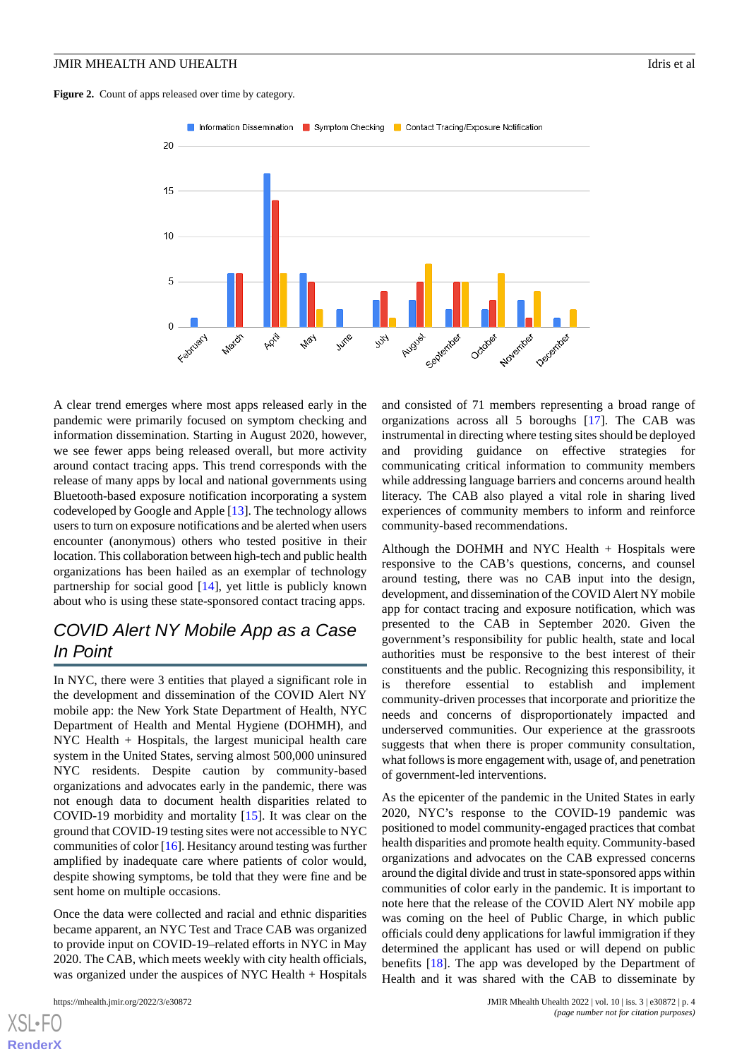**Figure 2.** Count of apps released over time by category.

A clear trend emerges where most apps released early in the pandemic were primarily focused on symptom checking and information dissemination. Starting in August 2020, however, we see fewer apps being released overall, but more activity around contact tracing apps. This trend corresponds with the release of many apps by local and national governments using Bluetooth-based exposure notification incorporating a system codeveloped by Google and Apple [13]. The technology allows users to turn on exposure notifications and be alerted when users encounter (anonymous) others who tested positive in their location. This collaboration between high-tech and public health organizations has been hailed as an exemplar of technology partnership for social good [14], yet little is publicly known about who is using these state-sponsored contact tracing apps.

## COVID Alert NY Mobile App as a Case In Point

In NYC, there were 3 entities that played a significant role in the development and dissemination of the COVID Alert NY mobile app: the New York State Department of Health, NYC Department of Health and Mental Hygiene (DOHMH), and NYC Health + Hospitals, the largest municipal health care system in the United States, serving almost 500,000 uninsured NYC residents. Despite caution by community-based organizations and advocates early in the pandemic, there was not enough data to document health disparities related to COVID-19 morbidity and mortality [15]. It was clear on the ground that COVID-19 testing sites were not accessible to NYC communities of color [16]. Hesitancy around testing was further amplified by inadequate care where patients of color would, despite showing symptoms, be told that they were fine and be sent home on multiple occasions.

Once the data were collected and racial and ethnic disparities became apparent, an NYC Test and Trace CAB was organized to provide input on COVID-19–related efforts in NYC in May 2020. The CAB, which meets weekly with city health officials, was organized under the auspices of NYC Health + Hospitals and consisted of 71 members representing a broad range of organizations across all 5 boroughs [17]. The CAB was instrumental in directing where testing sites should be deployed and providing guidance on effective strategies for communicating critical information to community members while addressing language barriers and concerns around health literacy. The CAB also played a vital role in sharing lived experiences of community members to inform and reinforce community-based recommendations.

Although the DOHMH and NYC Health + Hospitals were responsive to the CAB's questions, concerns, and counsel around testing, there was no CAB input into the design, development, and dissemination of the COVID Alert NY mobile app for contact tracing and exposure notification, which was presented to the CAB in September 2020. Given the government's responsibility for public health, state and local authorities must be responsive to the best interest of their constituents and the public. Recognizing this responsibility, it is therefore essential to establish and implement community-driven processes that incorporate and prioritize the needs and concerns of disproportionately impacted and underserved communities. Our experience at the grassroots suggests that when there is proper community consultation, what follows is more engagement with, usage of, and penetration of government-led interventions.

As the epicenter of the pandemic in the United States in early 2020, NYC's response to the COVID-19 pandemic was positioned to model community-engaged practices that combat health disparities and promote health equity. Community-based organizations and advocates on the CAB expressed concerns around the digital divide and trust in state-sponsored apps within communities of color early in the pandemic. It is important to note here that the release of the COVID Alert NY mobile app was coming on the heel of Public Charge, in which public officials could deny applications for lawful immigration if they determined the applicant has used or will depend on public benefits [18]. The app was developed by the Department of Health and it was shared with the CAB to disseminate by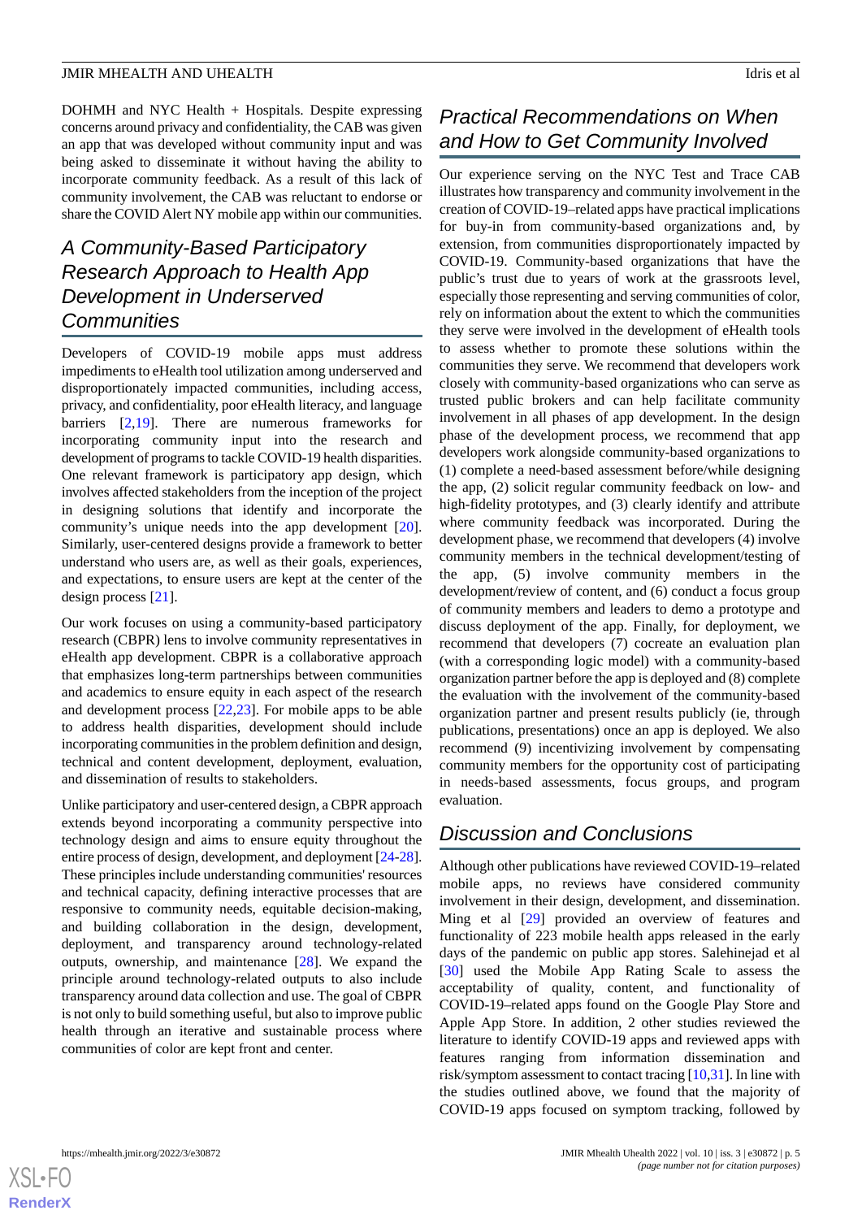DOHMH and NYC Health + Hospitals. Despite expressing concerns around privacy and confidentiality, the CAB was given an app that was developed without community input and was being asked to disseminate it without having the ability to incorporate community feedback. As a result of this lack of community involvement, the CAB was reluctant to endorse or share the COVID Alert NY mobile app within our communities.

## A Community-Based Participatory Research Approach to Health App Development in Underserved Communities

Developers of COVID-19 mobile apps must address impediments to eHealth tool utilization among underserved and disproportionately impacted communities, including access, privacy, and confidentiality, poor eHealth literacy, and language barriers [2,19]. There are numerous frameworks for incorporating community input into the research and development of programs to tackle COVID-19 health disparities. One relevant framework is participatory app design, which involves affected stakeholders from the inception of the project in designing solutions that identify and incorporate the community's unique needs into the app development [20]. Similarly, user-centered designs provide a framework to better understand who users are, as well as their goals, experiences, and expectations, to ensure users are kept at the center of the design process [21].

Our work focuses on using a community-based participatory research (CBPR) lens to involve community representatives in eHealth app development. CBPR is a collaborative approach that emphasizes long-term partnerships between communities and academics to ensure equity in each aspect of the research and development process [22,23]. For mobile apps to be able to address health disparities, development should include incorporating communities in the problem definition and design, technical and content development, deployment, evaluation, and dissemination of results to stakeholders.

Unlike participatory and user-centered design, a CBPR approach extends beyond incorporating a community perspective into technology design and aims to ensure equity throughout the entire process of design, development, and deployment [24-28]. These principles include understanding communities' resources and technical capacity, defining interactive processes that are responsive to community needs, equitable decision-making, and building collaboration in the design, development, deployment, and transparency around technology-related outputs, ownership, and maintenance [28]. We expand the principle around technology-related outputs to also include transparency around data collection and use. The goal of CBPR is not only to build something useful, but also to improve public health through an iterative and sustainable process where communities of color are kept front and center.

## Practical Recommendations on When and How to Get Community Involved

Our experience serving on the NYC Test and Trace CAB illustrates how transparency and community involvement in the creation of COVID-19–related apps have practical implications for buy-in from community-based organizations and, by extension, from communities disproportionately impacted by COVID-19. Community-based organizations that have the public's trust due to years of work at the grassroots level, especially those representing and serving communities of color, rely on information about the extent to which the communities they serve were involved in the development of eHealth tools to assess whether to promote these solutions within the communities they serve. We recommend that developers work closely with community-based organizations who can serve as trusted public brokers and can help facilitate community involvement in all phases of app development. In the design phase of the development process, we recommend that app developers work alongside community-based organizations to (1) complete a need-based assessment before/while designing the app, (2) solicit regular community feedback on low- and high-fidelity prototypes, and (3) clearly identify and attribute where community feedback was incorporated. During the development phase, we recommend that developers (4) involve community members in the technical development/testing of the app, (5) involve community members in the development/review of content, and (6) conduct a focus group of community members and leaders to demo a prototype and discuss deployment of the app. Finally, for deployment, we recommend that developers (7) cocreate an evaluation plan (with a corresponding logic model) with a community-based organization partner before the app is deployed and (8) complete the evaluation with the involvement of the community-based organization partner and present results publicly (ie, through publications, presentations) once an app is deployed. We also recommend (9) incentivizing involvement by compensating community members for the opportunity cost of participating in needs-based assessments, focus groups, and program evaluation.

## Discussion and Conclusions

Although other publications have reviewed COVID-19–related mobile apps, no reviews have considered community involvement in their design, development, and dissemination. Ming et al [29] provided an overview of features and functionality of 223 mobile health apps released in the early days of the pandemic on public app stores. Salehinejad et al [30] used the Mobile App Rating Scale to assess the acceptability of quality, content, and functionality of COVID-19–related apps found on the Google Play Store and Apple App Store. In addition, 2 other studies reviewed the literature to identify COVID-19 apps and reviewed apps with features ranging from information dissemination and risk/symptom assessment to contact tracing [10,31]. In line with the studies outlined above, we found that the majority of COVID-19 apps focused on symptom tracking, followed by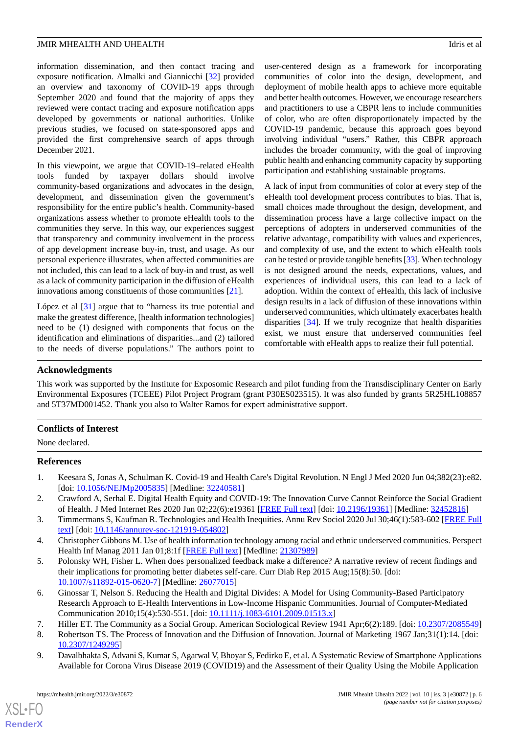information dissemination, and then contact tracing and exposure notification. Almalki and Giannicchi [32] provided an overview and taxonomy of COVID-19 apps through September 2020 and found that the majority of apps they reviewed were contact tracing and exposure notification apps developed by governments or national authorities. Unlike previous studies, we focused on state-sponsored apps and provided the first comprehensive search of apps through December 2021.

In this viewpoint, we argue that COVID-19–related eHealth tools funded by taxpayer dollars should involve community-based organizations and advocates in the design, development, and dissemination given the government's responsibility for the entire public's health. Community-based organizations assess whether to promote eHealth tools to the communities they serve. In this way, our experiences suggest that transparency and community involvement in the process of app development increase buy-in, trust, and usage. As our personal experience illustrates, when affected communities are not included, this can lead to a lack of buy-in and trust, as well as a lack of community participation in the diffusion of eHealth innovations among constituents of those communities [21].

López et al [31] argue that to "harness its true potential and make the greatest difference, [health information technologies] need to be (1) designed with components that focus on the identification and eliminations of disparities...and (2) tailored to the needs of diverse populations." The authors point to user-centered design as a framework for incorporating communities of color into the design, development, and deployment of mobile health apps to achieve more equitable and better health outcomes. However, we encourage researchers and practitioners to use a CBPR lens to include communities of color, who are often disproportionately impacted by the COVID-19 pandemic, because this approach goes beyond involving individual "users." Rather, this CBPR approach includes the broader community, with the goal of improving public health and enhancing community capacity by supporting participation and establishing sustainable programs.

A lack of input from communities of color at every step of the eHealth tool development process contributes to bias. That is, small choices made throughout the design, development, and dissemination process have a large collective impact on the perceptions of adopters in underserved communities of the relative advantage, compatibility with values and experiences, and complexity of use, and the extent to which eHealth tools can be tested or provide tangible benefits [33]. When technology is not designed around the needs, expectations, values, and experiences of individual users, this can lead to a lack of adoption. Within the context of eHealth, this lack of inclusive design results in a lack of diffusion of these innovations within underserved communities, which ultimately exacerbates health disparities [34]. If we truly recognize that health disparities exist, we must ensure that underserved communities feel comfortable with eHealth apps to realize their full potential.

## Acknowledgments

This work was supported by the Institute for Exposomic Research and pilot funding from the Transdisciplinary Center on Early Environmental Exposures (TCEEE) Pilot Project Program (grant P30ES023515). It was also funded by grants 5R25HL108857 and 5T37MD001452. Thank you also to Walter Ramos for expert administrative support.

## Conflicts of Interest

None declared.

## References

1. Keesara S, Jonas A, Schulman K. Covid-19 and Health Care's Digital Revolution. N Engl J Med 2020 Jun 04;382(23):e82. [doi: 10.1056/NEJMp2005835] [Medline: 32240581]
2. Crawford A, Serhal E. Digital Health Equity and COVID-19: The Innovation Curve Cannot Reinforce the Social Gradient of Health. J Med Internet Res 2020 Jun 02;22(6):e19361 [FREE Full text] [doi: 10.2196/19361] [Medline: 32452816]
3. Timmermans S, Kaufman R. Technologies and Health Inequities. Annu Rev Sociol 2020 Jul 30;46(1):583-602 [FREE Full text] [doi: 10.1146/annurev-soc-121919-054802]
4. Christopher Gibbons M. Use of health information technology among racial and ethnic underserved communities. Perspect Health Inf Manag 2011 Jan 01;8:1f [FREE Full text] [Medline: 21307989]
5. Polonsky WH, Fisher L. When does personalized feedback make a difference? A narrative review of recent findings and their implications for promoting better diabetes self-care. Curr Diab Rep 2015 Aug;15(8):50. [doi: 10.1007/s11892-015-0620-7] [Medline: 26077015]
6. Ginossar T, Nelson S. Reducing the Health and Digital Divides: A Model for Using Community-Based Participatory Research Approach to E-Health Interventions in Low-Income Hispanic Communities. Journal of Computer-Mediated Communication 2010;15(4):530-551. [doi: 10.1111/j.1083-6101.2009.01513.x]
7. Hiller ET. The Community as a Social Group. American Sociological Review 1941 Apr;6(2):189. [doi: 10.2307/2085549]
8. Robertson TS. The Process of Innovation and the Diffusion of Innovation. Journal of Marketing 1967 Jan;31(1):14. [doi: 10.2307/1249295]
9. Davalbhakta S, Advani S, Kumar S, Agarwal V, Bhoyar S, Fedirko E, et al. A Systematic Review of Smartphone Applications Available for Corona Virus Disease 2019 (COVID19) and the Assessment of their Quality Using the Mobile Application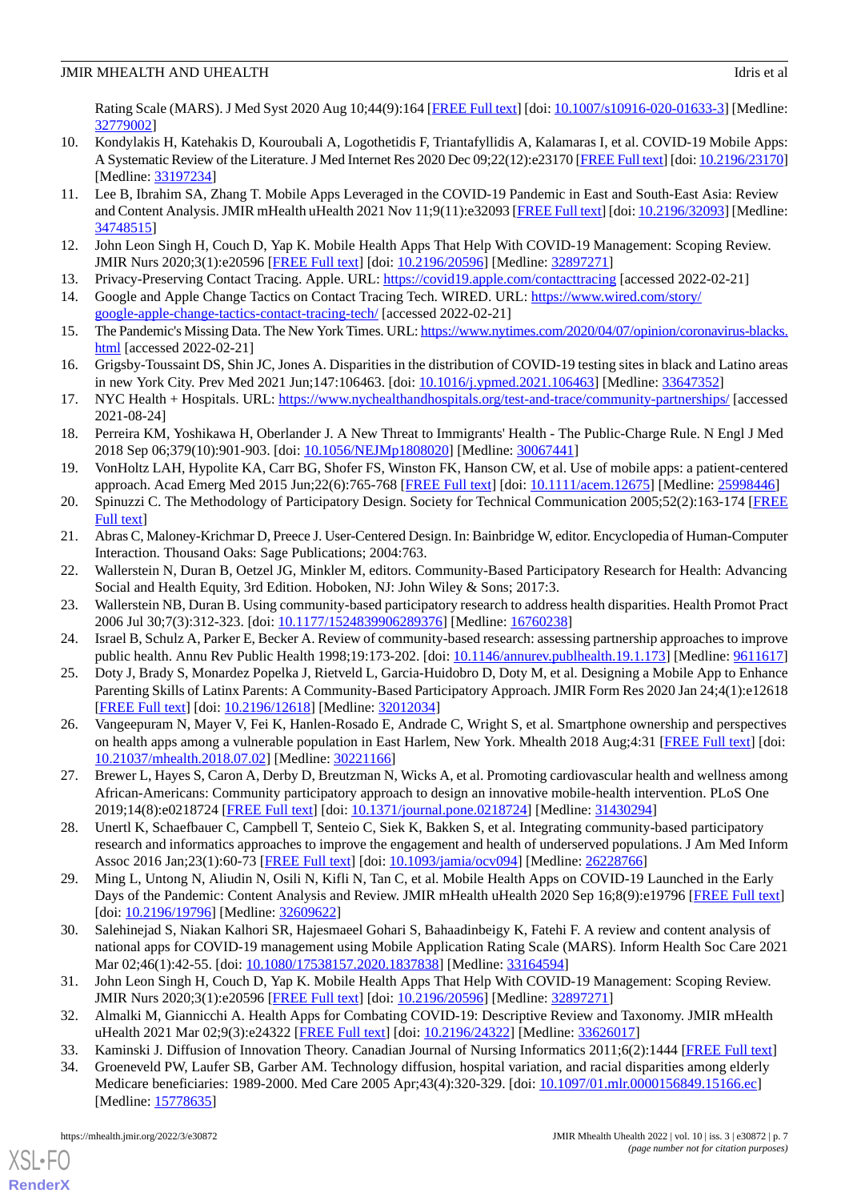Rating Scale (MARS). J Med Syst 2020 Aug 10;44(9):164 [FREE Full text] [doi: 10.1007/s10916-020-01633-3] [Medline: 32779002]

10. Kondylakis H, Katehakis D, Kouroubali A, Logothetidis F, Triantafyllidis A, Kalamaras I, et al. COVID-19 Mobile Apps: A Systematic Review of the Literature. J Med Internet Res 2020 Dec 09;22(12):e23170 [FREE Full text] [doi: 10.2196/23170] [Medline: 33197234]
11. Lee B, Ibrahim SA, Zhang T. Mobile Apps Leveraged in the COVID-19 Pandemic in East and South-East Asia: Review and Content Analysis. JMIR mHealth uHealth 2021 Nov 11;9(11):e32093 [FREE Full text] [doi: 10.2196/32093] [Medline: 34748515]
12. John Leon Singh H, Couch D, Yap K. Mobile Health Apps That Help With COVID-19 Management: Scoping Review. JMIR Nurs 2020;3(1):e20596 [FREE Full text] [doi: 10.2196/20596] [Medline: 32897271]
13. Privacy-Preserving Contact Tracing. Apple. URL: https://covid19.apple.com/contacttracing [accessed 2022-02-21]
14. Google and Apple Change Tactics on Contact Tracing Tech. WIRED. URL: https://www.wired.com/story/google-apple-change-tactics-contact-tracing-tech/ [accessed 2022-02-21]
15. The Pandemic's Missing Data. The New York Times. URL: https://www.nytimes.com/2020/04/07/opinion/coronavirus-blacks.html [accessed 2022-02-21]
16. Grigsby-Toussaint DS, Shin JC, Jones A. Disparities in the distribution of COVID-19 testing sites in black and Latino areas in new York City. Prev Med 2021 Jun;147:106463. [doi: 10.1016/j.ypmed.2021.106463] [Medline: 33647352]
17. NYC Health + Hospitals. URL: https://www.nychealthandhospitals.org/test-and-trace/community-partnerships/ [accessed 2021-08-24]
18. Perreira KM, Yoshikawa H, Oberlander J. A New Threat to Immigrants' Health - The Public-Charge Rule. N Engl J Med 2018 Sep 06;379(10):901-903. [doi: 10.1056/NEJMp1808020] [Medline: 30067441]
19. VonHoltz LAH, Hypolite KA, Carr BG, Shofer FS, Winston FK, Hanson CW, et al. Use of mobile apps: a patient-centered approach. Acad Emerg Med 2015 Jun;22(6):765-768 [FREE Full text] [doi: 10.1111/acem.12675] [Medline: 25998446]
20. Spinuzzi C. The Methodology of Participatory Design. Society for Technical Communication 2005;52(2):163-174 [FREE Full text]
21. Abras C, Maloney-Krichmar D, Preece J. User-Centered Design. In: Bainbridge W, editor. Encyclopedia of Human-Computer Interaction. Thousand Oaks: Sage Publications; 2004:763.
22. Wallerstein N, Duran B, Oetzel JG, Minkler M, editors. Community-Based Participatory Research for Health: Advancing Social and Health Equity, 3rd Edition. Hoboken, NJ: John Wiley & Sons; 2017:3.
23. Wallerstein NB, Duran B. Using community-based participatory research to address health disparities. Health Promot Pract 2006 Jul 30;7(3):312-323. [doi: 10.1177/1524839906289376] [Medline: 16760238]
24. Israel B, Schulz A, Parker E, Becker A. Review of community-based research: assessing partnership approaches to improve public health. Annu Rev Public Health 1998;19:173-202. [doi: 10.1146/annurev.publhealth.19.1.173] [Medline: 9611617]
25. Doty J, Brady S, Monardez Popelka J, Rietveld L, Garcia-Huidobro D, Doty M, et al. Designing a Mobile App to Enhance Parenting Skills of Latinx Parents: A Community-Based Participatory Approach. JMIR Form Res 2020 Jan 24;4(1):e12618 [FREE Full text] [doi: 10.2196/12618] [Medline: 32012034]
26. Vangeepuram N, Mayer V, Fei K, Hanlen-Rosado E, Andrade C, Wright S, et al. Smartphone ownership and perspectives on health apps among a vulnerable population in East Harlem, New York. Mhealth 2018 Aug;4:31 [FREE Full text] [doi: 10.21037/mhealth.2018.07.02] [Medline: 30221166]
27. Brewer L, Hayes S, Caron A, Derby D, Breutzman N, Wicks A, et al. Promoting cardiovascular health and wellness among African-Americans: Community participatory approach to design an innovative mobile-health intervention. PLoS One 2019;14(8):e0218724 [FREE Full text] [doi: 10.1371/journal.pone.0218724] [Medline: 31430294]
28. Unertl K, Schaefbauer C, Campbell T, Senteio C, Siek K, Bakken S, et al. Integrating community-based participatory research and informatics approaches to improve the engagement and health of underserved populations. J Am Med Inform Assoc 2016 Jan;23(1):60-73 [FREE Full text] [doi: 10.1093/jamia/ocv094] [Medline: 26228766]
29. Ming L, Untong N, Aliudin N, Osili N, Kifli N, Tan C, et al. Mobile Health Apps on COVID-19 Launched in the Early Days of the Pandemic: Content Analysis and Review. JMIR mHealth uHealth 2020 Sep 16;8(9):e19796 [FREE Full text] [doi: 10.2196/19796] [Medline: 32609622]
30. Salehinejad S, Niakan Kalhori SR, Hajesmaeel Gohari S, Bahaadinbeigy K, Fatehi F. A review and content analysis of national apps for COVID-19 management using Mobile Application Rating Scale (MARS). Inform Health Soc Care 2021 Mar 02;46(1):42-55. [doi: 10.1080/17538157.2020.1837838] [Medline: 33164594]
31. John Leon Singh H, Couch D, Yap K. Mobile Health Apps That Help With COVID-19 Management: Scoping Review. JMIR Nurs 2020;3(1):e20596 [FREE Full text] [doi: 10.2196/20596] [Medline: 32897271]
32. Almalki M, Giannicchi A. Health Apps for Combating COVID-19: Descriptive Review and Taxonomy. JMIR mHealth uHealth 2021 Mar 02;9(3):e24322 [FREE Full text] [doi: 10.2196/24322] [Medline: 33626017]
33. Kaminski J. Diffusion of Innovation Theory. Canadian Journal of Nursing Informatics 2011;6(2):1444 [FREE Full text]
34. Groeneveld PW, Laufer SB, Garber AM. Technology diffusion, hospital variation, and racial disparities among elderly Medicare beneficiaries: 1989-2000. Med Care 2005 Apr;43(4):320-329. [doi: 10.1097/01.mlr.0000156849.15166.ec] [Medline: 15778635]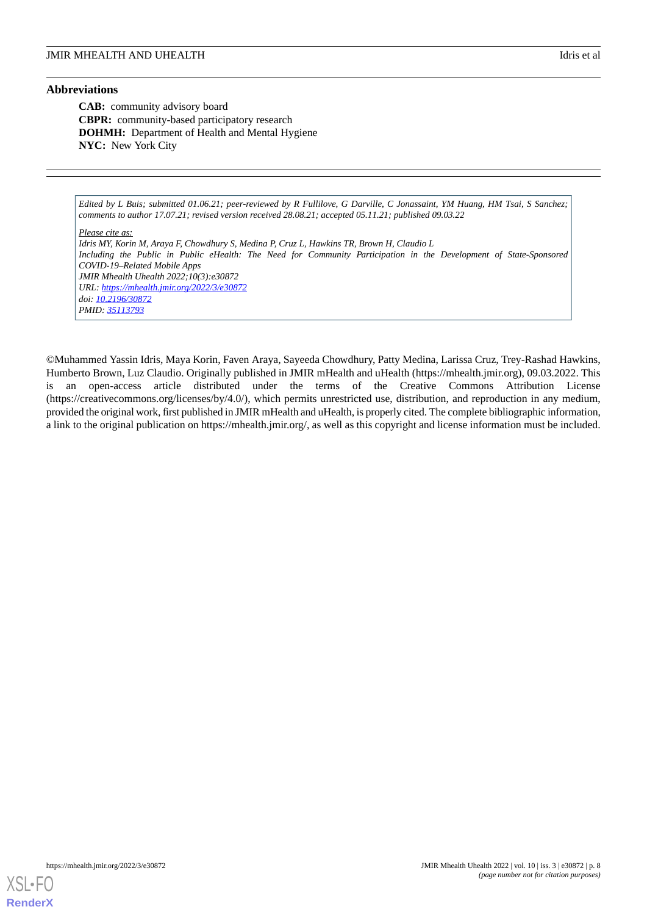## Abbreviations

**CAB:** community advisory board
**CBPR:** community-based participatory research
**DOHMH:** Department of Health and Mental Hygiene
**NYC:** New York City

---

*Edited by L Buis; submitted 01.06.21; peer-reviewed by R Fullilove, G Darville, C Jonassaint, YM Huang, HM Tsai, S Sanchez; comments to author 17.07.21; revised version received 28.08.21; accepted 05.11.21; published 09.03.22*

*Please cite as:*
*Idris MY, Korin M, Araya F, Chowdhury S, Medina P, Cruz L, Hawkins TR, Brown H, Claudio L*
*Including the Public in Public eHealth: The Need for Community Participation in the Development of State-Sponsored COVID-19–Related Mobile Apps*
*JMIR Mhealth Uhealth 2022;10(3):e30872*
*URL: https://mhealth.jmir.org/2022/3/e30872*
*doi: 10.2196/30872*
*PMID: 35113793*

©Muhammed Yassin Idris, Maya Korin, Faven Araya, Sayeeda Chowdhury, Patty Medina, Larissa Cruz, Trey-Rashad Hawkins, Humberto Brown, Luz Claudio. Originally published in JMIR mHealth and uHealth (https://mhealth.jmir.org), 09.03.2022. This is an open-access article distributed under the terms of the Creative Commons Attribution License (https://creativecommons.org/licenses/by/4.0/), which permits unrestricted use, distribution, and reproduction in any medium, provided the original work, first published in JMIR mHealth and uHealth, is properly cited. The complete bibliographic information, a link to the original publication on https://mhealth.jmir.org/, as well as this copyright and license information must be included.